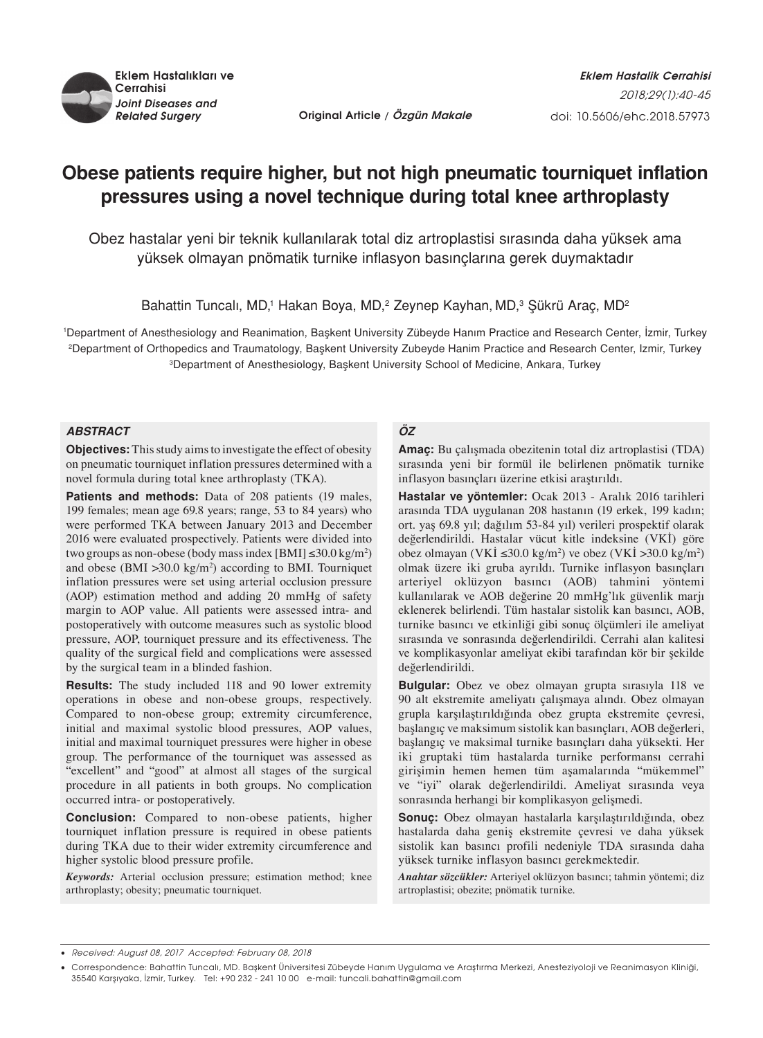Original Article / *Özgün Makale*

# Obese patients require higher, but not high pneumatic tourniquet inflation pressures using a novel technique during total knee arthroplasty

## Obez hastalar yeni bir teknik kullanılarak total diz artroplastisi sırasında daha yüksek ama yüksek olmayan pnömatik turnike inflasyon basınçlarına gerek duymaktadır

Bahattin Tuncalı, MD,[1] Hakan Boya, MD,[2] Zeynep Kayhan, MD,[3] Şükrü Araç, MD[2]

[1]Department of Anesthesiology and Reanimation, Başkent University Zübeyde Hanım Practice and Research Center, İzmir, Turkey
[2]Department of Orthopedics and Traumatology, Başkent University Zubeyde Hanim Practice and Research Center, Izmir, Turkey
[3]Department of Anesthesiology, Başkent University School of Medicine, Ankara, Turkey

### *ABSTRACT*

**Objectives:** This study aims to investigate the effect of obesity on pneumatic tourniquet inflation pressures determined with a novel formula during total knee arthroplasty (TKA).

**Patients and methods:** Data of 208 patients (19 males, 199 females; mean age 69.8 years; range, 53 to 84 years) who were performed TKA between January 2013 and December 2016 were evaluated prospectively. Patients were divided into two groups as non-obese (body mass index [BMI] ≤30.0 kg/m$^2$) and obese (BMI >30.0 kg/m$^2$) according to BMI. Tourniquet inflation pressures were set using arterial occlusion pressure (AOP) estimation method and adding 20 mmHg of safety margin to AOP value. All patients were assessed intra- and postoperatively with outcome measures such as systolic blood pressure, AOP, tourniquet pressure and its effectiveness. The quality of the surgical field and complications were assessed by the surgical team in a blinded fashion.

**Results:** The study included 118 and 90 lower extremity operations in obese and non-obese groups, respectively. Compared to non-obese group; extremity circumference, initial and maximal systolic blood pressures, AOP values, initial and maximal tourniquet pressures were higher in obese group. The performance of the tourniquet was assessed as "excellent" and "good" at almost all stages of the surgical procedure in all patients in both groups. No complication occurred intra- or postoperatively.

**Conclusion:** Compared to non-obese patients, higher tourniquet inflation pressure is required in obese patients during TKA due to their wider extremity circumference and higher systolic blood pressure profile.

***Keywords:*** Arterial occlusion pressure; estimation method; knee arthroplasty; obesity; pneumatic tourniquet.

### *ÖZ*

**Amaç:** Bu çalışmada obezitenin total diz artroplastisi (TDA) sırasında yeni bir formül ile belirlenen pnömatik turnike inflasyon basınçları üzerine etkisi araştırıldı.

**Hastalar ve yöntemler:** Ocak 2013 - Aralık 2016 tarihleri arasında TDA uygulanan 208 hastanın (19 erkek, 199 kadın; ort. yaş 69.8 yıl; dağılım 53-84 yıl) verileri prospektif olarak değerlendirildi. Hastalar vücut kitle indeksine (VKİ) göre obez olmayan (VKİ ≤30.0 kg/m$^2$) ve obez (VKİ >30.0 kg/m$^2$) olmak üzere iki gruba ayrıldı. Turnike inflasyon basınçları arteriyel oklüzyon basıncı (AOB) tahmini yöntemi kullanılarak ve AOB değerine 20 mmHg'lık güvenlik marjı eklenerek belirlendi. Tüm hastalar sistolik kan basıncı, AOB, turnike basıncı ve etkinliği gibi sonuç ölçümleri ile ameliyat sırasında ve sonrasında değerlendirildi. Cerrahi alan kalitesi ve komplikasyonlar ameliyat ekibi tarafından kör bir şekilde değerlendirildi.

**Bulgular:** Obez ve obez olmayan grupta sırasıyla 118 ve 90 alt ekstremite ameliyatı çalışmaya alındı. Obez olmayan grupla karşılaştırıldığında obez grupta ekstremite çevresi, başlangıç ve maksimum sistolik kan basınçları, AOB değerleri, başlangıç ve maksimal turnike basınçları daha yüksekti. Her iki gruptaki tüm hastalarda turnike performansı cerrahi girişimin hemen hemen tüm aşamalarında "mükemmel" ve "iyi" olarak değerlendirildi. Ameliyat sırasında veya sonrasında herhangi bir komplikasyon gelişmedi.

**Sonuç:** Obez olmayan hastalarla karşılaştırıldığında, obez hastalarda daha geniş ekstremite çevresi ve daha yüksek sistolik kan basıncı profili nedeniyle TDA sırasında daha yüksek turnike inflasyon basıncı gerekmektedir.

***Anahtar sözcükler:*** Arteriyel oklüzyon basıncı; tahmin yöntemi; diz artroplastisi; obezite; pnömatik turnike.

---

- *Received: August 08, 2017 Accepted: February 08, 2018*
- Correspondence: Bahattin Tuncalı, MD. Başkent Üniversitesi Zübeyde Hanım Uygulama ve Araştırma Merkezi, Anesteziyoloji ve Reanimasyon Kliniği, 35540 Karşıyaka, İzmir, Turkey. Tel: +90 232 - 241 10 00 e-mail: tuncali.bahattin@gmail.com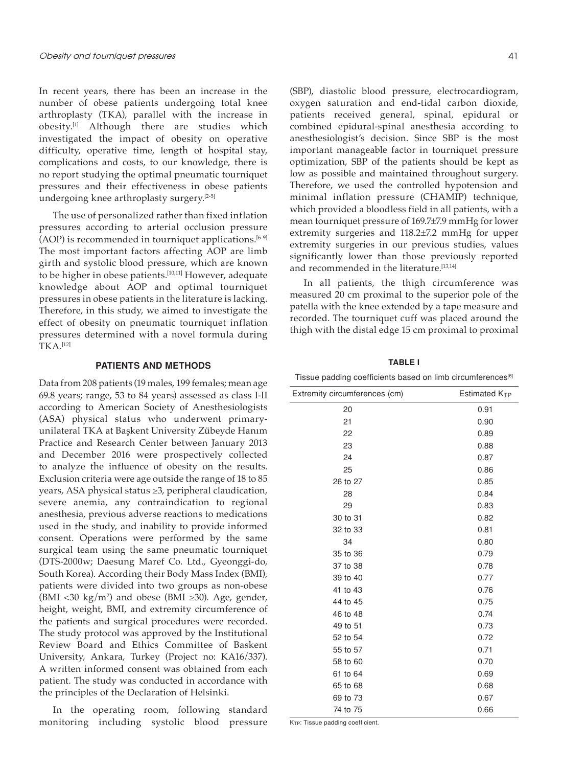In recent years, there has been an increase in the number of obese patients undergoing total knee arthroplasty (TKA), parallel with the increase in obesity.[1] Although there are studies which investigated the impact of obesity on operative difficulty, operative time, length of hospital stay, complications and costs, to our knowledge, there is no report studying the optimal pneumatic tourniquet pressures and their effectiveness in obese patients undergoing knee arthroplasty surgery.[2-5]

The use of personalized rather than fixed inflation pressures according to arterial occlusion pressure (AOP) is recommended in tourniquet applications.[6-9] The most important factors affecting AOP are limb girth and systolic blood pressure, which are known to be higher in obese patients.[10,11] However, adequate knowledge about AOP and optimal tourniquet pressures in obese patients in the literature is lacking. Therefore, in this study, we aimed to investigate the effect of obesity on pneumatic tourniquet inflation pressures determined with a novel formula during TKA.[12]

## PATIENTS AND METHODS

Data from 208 patients (19 males, 199 females; mean age 69.8 years; range, 53 to 84 years) assessed as class I-II according to American Society of Anesthesiologists (ASA) physical status who underwent primary-unilateral TKA at Başkent University Zübeyde Hanım Practice and Research Center between January 2013 and December 2016 were prospectively collected to analyze the influence of obesity on the results. Exclusion criteria were age outside the range of 18 to 85 years, ASA physical status ≥3, peripheral claudication, severe anemia, any contraindication to regional anesthesia, previous adverse reactions to medications used in the study, and inability to provide informed consent. Operations were performed by the same surgical team using the same pneumatic tourniquet (DTS-2000w; Daesung Maref Co. Ltd., Gyeonggi-do, South Korea). According their Body Mass Index (BMI), patients were divided into two groups as non-obese (BMI <30 kg/m$^2$) and obese (BMI ≥30). Age, gender, height, weight, BMI, and extremity circumference of the patients and surgical procedures were recorded. The study protocol was approved by the Institutional Review Board and Ethics Committee of Baskent University, Ankara, Turkey (Project no: KA16/337). A written informed consent was obtained from each patient. The study was conducted in accordance with the principles of the Declaration of Helsinki.

In the operating room, following standard monitoring including systolic blood pressure (SBP), diastolic blood pressure, electrocardiogram, oxygen saturation and end-tidal carbon dioxide, patients received general, spinal, epidural or combined epidural-spinal anesthesia according to anesthesiologist's decision. Since SBP is the most important manageable factor in tourniquet pressure optimization, SBP of the patients should be kept as low as possible and maintained throughout surgery. Therefore, we used the controlled hypotension and minimal inflation pressure (CHAMIP) technique, which provided a bloodless field in all patients, with a mean tourniquet pressure of 169.7±7.9 mmHg for lower extremity surgeries and 118.2±7.2 mmHg for upper extremity surgeries in our previous studies, values significantly lower than those previously reported and recommended in the literature.[13,14]

In all patients, the thigh circumference was measured 20 cm proximal to the superior pole of the patella with the knee extended by a tape measure and recorded. The tourniquet cuff was placed around the thigh with the distal edge 15 cm proximal to proximal

**TABLE I**

Tissue padding coefficients based on limb circumferences[6]

| Extremity circumferences (cm) | Estimated $K_{TP}$ |
|---|---|
| 20 | 0.91 |
| 21 | 0.90 |
| 22 | 0.89 |
| 23 | 0.88 |
| 24 | 0.87 |
| 25 | 0.86 |
| 26 to 27 | 0.85 |
| 28 | 0.84 |
| 29 | 0.83 |
| 30 to 31 | 0.82 |
| 32 to 33 | 0.81 |
| 34 | 0.80 |
| 35 to 36 | 0.79 |
| 37 to 38 | 0.78 |
| 39 to 40 | 0.77 |
| 41 to 43 | 0.76 |
| 44 to 45 | 0.75 |
| 46 to 48 | 0.74 |
| 49 to 51 | 0.73 |
| 52 to 54 | 0.72 |
| 55 to 57 | 0.71 |
| 58 to 60 | 0.70 |
| 61 to 64 | 0.69 |
| 65 to 68 | 0.68 |
| 69 to 73 | 0.67 |
| 74 to 75 | 0.66 |

$K_{TP}$: Tissue padding coefficient.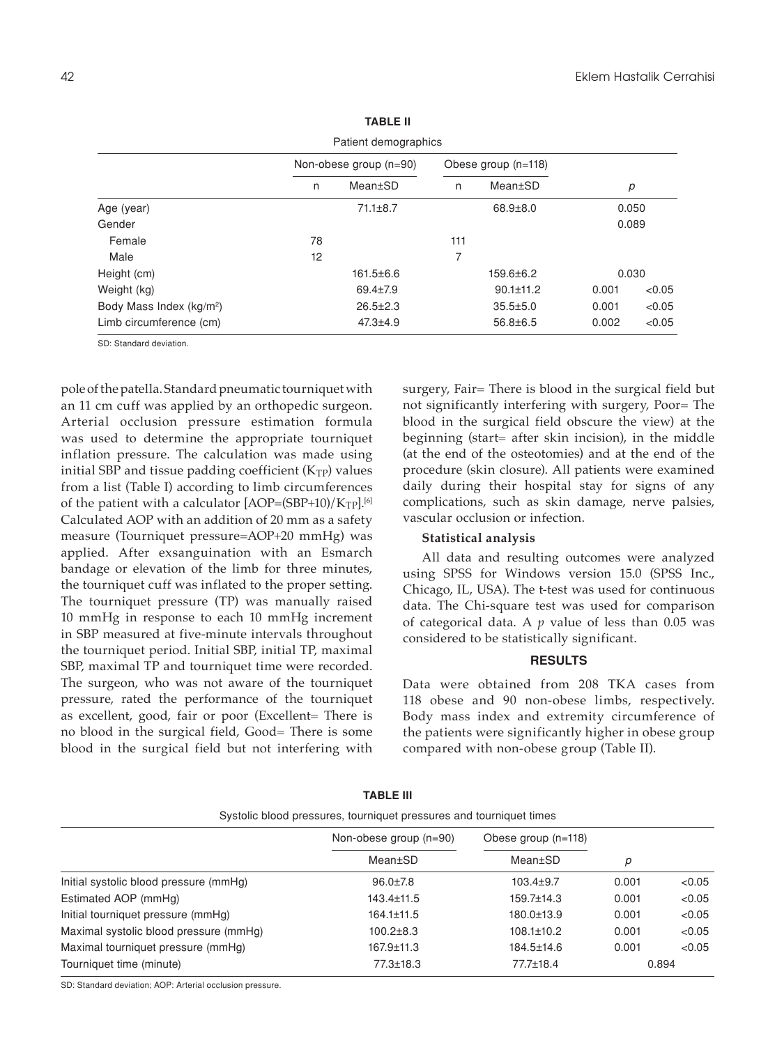**TABLE II**

Patient demographics

| | Non-obese group (n=90) | | Obese group (n=118) | | *p* | |
|---|---|---|---|---|---|---|
| | n | Mean±SD | n | Mean±SD | | |
| Age (year) | | 71.1±8.7 | | 68.9±8.0 | 0.050 | |
| Gender | | | | | 0.089 | |
| Female | 78 | | 111 | | | |
| Male | 12 | | 7 | | | |
| Height (cm) | | 161.5±6.6 | | 159.6±6.2 | 0.030 | |
| Weight (kg) | | 69.4±7.9 | | 90.1±11.2 | 0.001 | <0.05 |
| Body Mass Index (kg/m$^2$) | | 26.5±2.3 | | 35.5±5.0 | 0.001 | <0.05 |
| Limb circumference (cm) | | 47.3±4.9 | | 56.8±6.5 | 0.002 | <0.05 |

SD: Standard deviation.

pole of the patella. Standard pneumatic tourniquet with an 11 cm cuff was applied by an orthopedic surgeon. Arterial occlusion pressure estimation formula was used to determine the appropriate tourniquet inflation pressure. The calculation was made using initial SBP and tissue padding coefficient ($K_{TP}$) values from a list (Table I) according to limb circumferences of the patient with a calculator [$AOP=(SBP+10)/K_{TP}$].[6] Calculated AOP with an addition of 20 mm as a safety measure (Tourniquet pressure=AOP+20 mmHg) was applied. After exsanguination with an Esmarch bandage or elevation of the limb for three minutes, the tourniquet cuff was inflated to the proper setting. The tourniquet pressure (TP) was manually raised 10 mmHg in response to each 10 mmHg increment in SBP measured at five-minute intervals throughout the tourniquet period. Initial SBP, initial TP, maximal SBP, maximal TP and tourniquet time were recorded. The surgeon, who was not aware of the tourniquet pressure, rated the performance of the tourniquet as excellent, good, fair or poor (Excellent= There is no blood in the surgical field, Good= There is some blood in the surgical field but not interfering with surgery, Fair= There is blood in the surgical field but not significantly interfering with surgery, Poor= The blood in the surgical field obscure the view) at the beginning (start= after skin incision), in the middle (at the end of the osteotomies) and at the end of the procedure (skin closure). All patients were examined daily during their hospital stay for signs of any complications, such as skin damage, nerve palsies, vascular occlusion or infection.

**Statistical analysis**

All data and resulting outcomes were analyzed using SPSS for Windows version 15.0 (SPSS Inc., Chicago, IL, USA). The t-test was used for continuous data. The Chi-square test was used for comparison of categorical data. A *p* value of less than 0.05 was considered to be statistically significant.

## RESULTS

Data were obtained from 208 TKA cases from 118 obese and 90 non-obese limbs, respectively. Body mass index and extremity circumference of the patients were significantly higher in obese group compared with non-obese group (Table II).

**TABLE III**

Systolic blood pressures, tourniquet pressures and tourniquet times

| | Non-obese group (n=90) | Obese group (n=118) | *p* | |
|---|---|---|---|---|
| | Mean±SD | Mean±SD | | |
| Initial systolic blood pressure (mmHg) | 96.0±7.8 | 103.4±9.7 | 0.001 | <0.05 |
| Estimated AOP (mmHg) | 143.4±11.5 | 159.7±14.3 | 0.001 | <0.05 |
| Initial tourniquet pressure (mmHg) | 164.1±11.5 | 180.0±13.9 | 0.001 | <0.05 |
| Maximal systolic blood pressure (mmHg) | 100.2±8.3 | 108.1±10.2 | 0.001 | <0.05 |
| Maximal tourniquet pressure (mmHg) | 167.9±11.3 | 184.5±14.6 | 0.001 | <0.05 |
| Tourniquet time (minute) | 77.3±18.3 | 77.7±18.4 | 0.894 | |

SD: Standard deviation; AOP: Arterial occlusion pressure.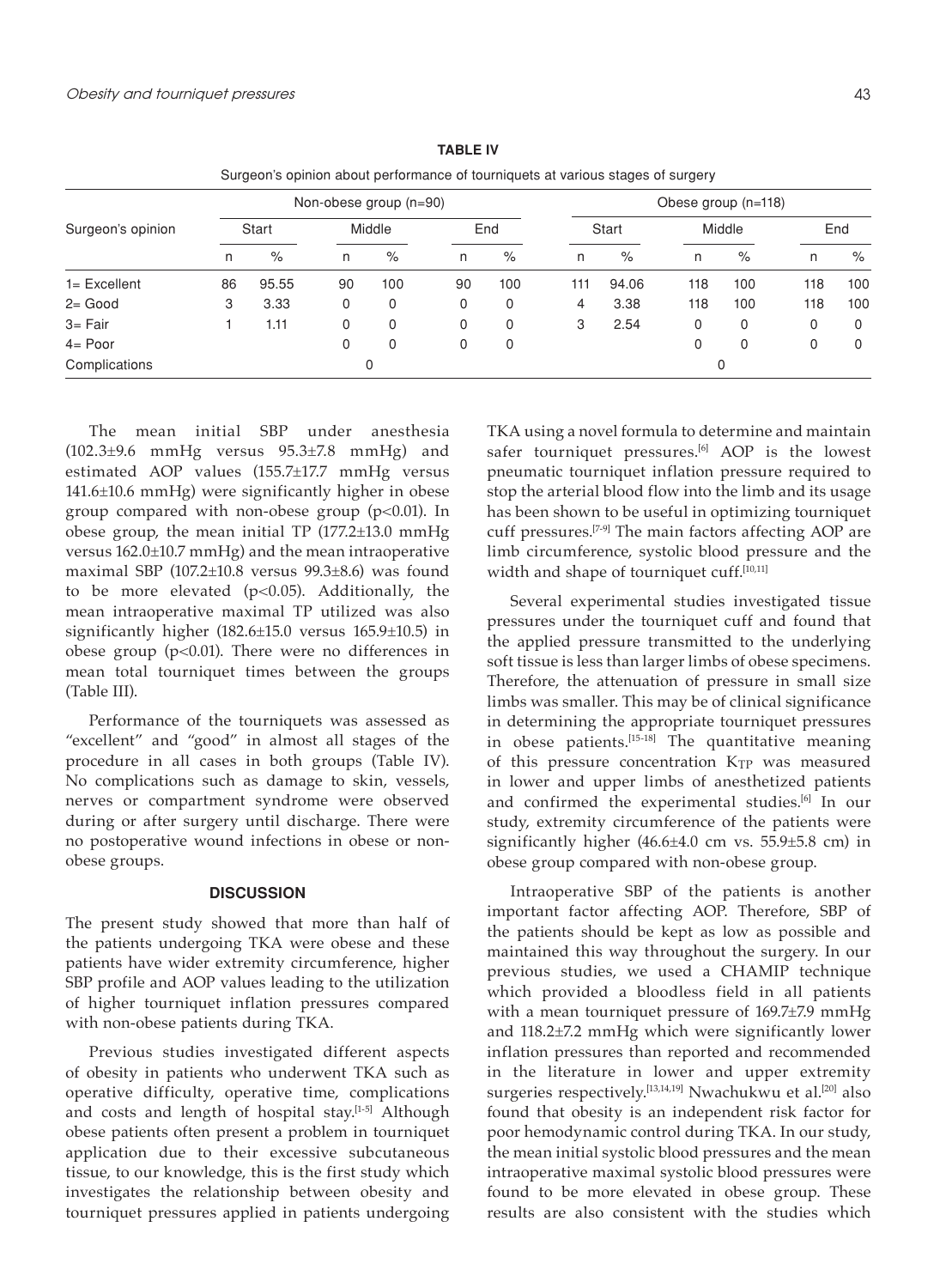**TABLE IV**

Surgeon's opinion about performance of tourniquets at various stages of surgery

| Surgeon's opinion | Non-obese group (n=90) | | | | | | Obese group (n=118) | | | | | |
|---|---|---|---|---|---|---|---|---|---|---|---|---|
| | Start | | Middle | | End | | Start | | Middle | | End | |
| | n | % | n | % | n | % | n | % | n | % | n | % |
| 1= Excellent | 86 | 95.55 | 90 | 100 | 90 | 100 | 111 | 94.06 | 118 | 100 | 118 | 100 |
| 2= Good | 3 | 3.33 | 0 | 0 | 0 | 0 | 4 | 3.38 | 118 | 100 | 118 | 100 |
| 3= Fair | 1 | 1.11 | 0 | 0 | 0 | 0 | 3 | 2.54 | 0 | 0 | 0 | 0 |
| 4= Poor | | | 0 | 0 | 0 | 0 | | | 0 | 0 | 0 | 0 |
| Complications | | | 0 | | | | | | 0 | | | |

The mean initial SBP under anesthesia (102.3±9.6 mmHg versus 95.3±7.8 mmHg) and estimated AOP values (155.7±17.7 mmHg versus 141.6±10.6 mmHg) were significantly higher in obese group compared with non-obese group ($p<0.01$). In obese group, the mean initial TP (177.2±13.0 mmHg versus 162.0±10.7 mmHg) and the mean intraoperative maximal SBP (107.2±10.8 versus 99.3±8.6) was found to be more elevated ($p<0.05$). Additionally, the mean intraoperative maximal TP utilized was also significantly higher (182.6±15.0 versus 165.9±10.5) in obese group ($p<0.01$). There were no differences in mean total tourniquet times between the groups (Table III).

Performance of the tourniquets was assessed as "excellent" and "good" in almost all stages of the procedure in all cases in both groups (Table IV). No complications such as damage to skin, vessels, nerves or compartment syndrome were observed during or after surgery until discharge. There were no postoperative wound infections in obese or non-obese groups.

## DISCUSSION

The present study showed that more than half of the patients undergoing TKA were obese and these patients have wider extremity circumference, higher SBP profile and AOP values leading to the utilization of higher tourniquet inflation pressures compared with non-obese patients during TKA.

Previous studies investigated different aspects of obesity in patients who underwent TKA such as operative difficulty, operative time, complications and costs and length of hospital stay.[1-5] Although obese patients often present a problem in tourniquet application due to their excessive subcutaneous tissue, to our knowledge, this is the first study which investigates the relationship between obesity and tourniquet pressures applied in patients undergoing TKA using a novel formula to determine and maintain safer tourniquet pressures.[6] AOP is the lowest pneumatic tourniquet inflation pressure required to stop the arterial blood flow into the limb and its usage has been shown to be useful in optimizing tourniquet cuff pressures.[7-9] The main factors affecting AOP are limb circumference, systolic blood pressure and the width and shape of tourniquet cuff.[10,11]

Several experimental studies investigated tissue pressures under the tourniquet cuff and found that the applied pressure transmitted to the underlying soft tissue is less than larger limbs of obese specimens. Therefore, the attenuation of pressure in small size limbs was smaller. This may be of clinical significance in determining the appropriate tourniquet pressures in obese patients.[15-18] The quantitative meaning of this pressure concentration $K_{TP}$ was measured in lower and upper limbs of anesthetized patients and confirmed the experimental studies.[6] In our study, extremity circumference of the patients were significantly higher (46.6±4.0 cm vs. 55.9±5.8 cm) in obese group compared with non-obese group.

Intraoperative SBP of the patients is another important factor affecting AOP. Therefore, SBP of the patients should be kept as low as possible and maintained this way throughout the surgery. In our previous studies, we used a CHAMIP technique which provided a bloodless field in all patients with a mean tourniquet pressure of 169.7±7.9 mmHg and 118.2±7.2 mmHg which were significantly lower inflation pressures than reported and recommended in the literature in lower and upper extremity surgeries respectively.[13,14,19] Nwachukwu et al.[20] also found that obesity is an independent risk factor for poor hemodynamic control during TKA. In our study, the mean initial systolic blood pressures and the mean intraoperative maximal systolic blood pressures were found to be more elevated in obese group. These results are also consistent with the studies which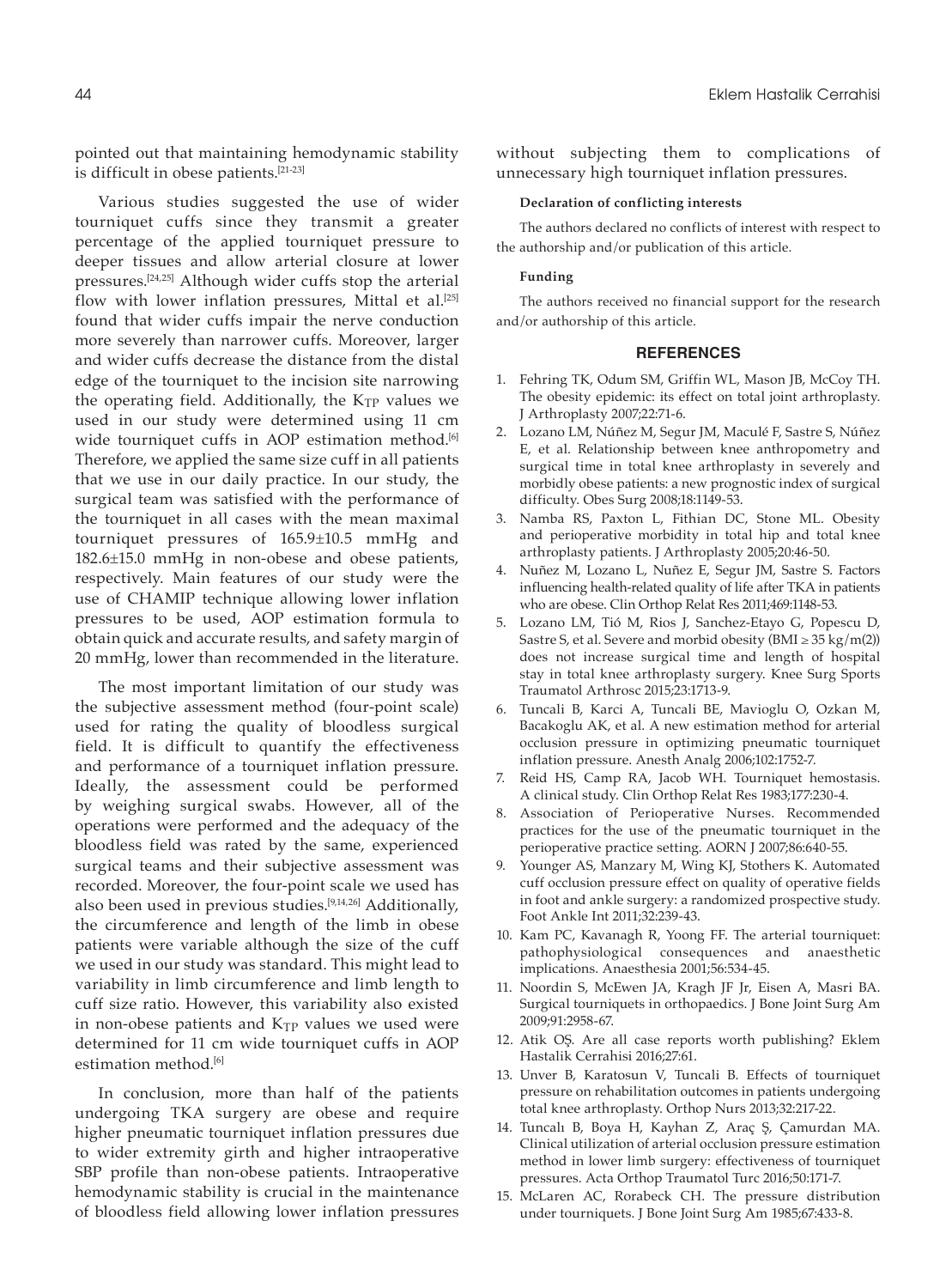pointed out that maintaining hemodynamic stability is difficult in obese patients.[21-23]

Various studies suggested the use of wider tourniquet cuffs since they transmit a greater percentage of the applied tourniquet pressure to deeper tissues and allow arterial closure at lower pressures.[24,25] Although wider cuffs stop the arterial flow with lower inflation pressures, Mittal et al.[25] found that wider cuffs impair the nerve conduction more severely than narrower cuffs. Moreover, larger and wider cuffs decrease the distance from the distal edge of the tourniquet to the incision site narrowing the operating field. Additionally, the $K_{TP}$ values we used in our study were determined using 11 cm wide tourniquet cuffs in AOP estimation method.[6] Therefore, we applied the same size cuff in all patients that we use in our daily practice. In our study, the surgical team was satisfied with the performance of the tourniquet in all cases with the mean maximal tourniquet pressures of 165.9±10.5 mmHg and 182.6±15.0 mmHg in non-obese and obese patients, respectively. Main features of our study were the use of CHAMIP technique allowing lower inflation pressures to be used, AOP estimation formula to obtain quick and accurate results, and safety margin of 20 mmHg, lower than recommended in the literature.

The most important limitation of our study was the subjective assessment method (four-point scale) used for rating the quality of bloodless surgical field. It is difficult to quantify the effectiveness and performance of a tourniquet inflation pressure. Ideally, the assessment could be performed by weighing surgical swabs. However, all of the operations were performed and the adequacy of the bloodless field was rated by the same, experienced surgical teams and their subjective assessment was recorded. Moreover, the four-point scale we used has also been used in previous studies.[9,14,26] Additionally, the circumference and length of the limb in obese patients were variable although the size of the cuff we used in our study was standard. This might lead to variability in limb circumference and limb length to cuff size ratio. However, this variability also existed in non-obese patients and $K_{TP}$ values we used were determined for 11 cm wide tourniquet cuffs in AOP estimation method.[6]

In conclusion, more than half of the patients undergoing TKA surgery are obese and require higher pneumatic tourniquet inflation pressures due to wider extremity girth and higher intraoperative SBP profile than non-obese patients. Intraoperative hemodynamic stability is crucial in the maintenance of bloodless field allowing lower inflation pressures without subjecting them to complications of unnecessary high tourniquet inflation pressures.

**Declaration of conflicting interests**

The authors declared no conflicts of interest with respect to the authorship and/or publication of this article.

**Funding**

The authors received no financial support for the research and/or authorship of this article.

## REFERENCES

1. Fehring TK, Odum SM, Griffin WL, Mason JB, McCoy TH. The obesity epidemic: its effect on total joint arthroplasty. J Arthroplasty 2007;22:71-6.
2. Lozano LM, Núñez M, Segur JM, Maculé F, Sastre S, Núñez E, et al. Relationship between knee anthropometry and surgical time in total knee arthroplasty in severely and morbidly obese patients: a new prognostic index of surgical difficulty. Obes Surg 2008;18:1149-53.
3. Namba RS, Paxton L, Fithian DC, Stone ML. Obesity and perioperative morbidity in total hip and total knee arthroplasty patients. J Arthroplasty 2005;20:46-50.
4. Nuñez M, Lozano L, Nuñez E, Segur JM, Sastre S. Factors influencing health-related quality of life after TKA in patients who are obese. Clin Orthop Relat Res 2011;469:1148-53.
5. Lozano LM, Tió M, Rios J, Sanchez-Etayo G, Popescu D, Sastre S, et al. Severe and morbid obesity (BMI ≥ 35 kg/m(2)) does not increase surgical time and length of hospital stay in total knee arthroplasty surgery. Knee Surg Sports Traumatol Arthrosc 2015;23:1713-9.
6. Tuncali B, Karci A, Tuncali BE, Mavioglu O, Ozkan M, Bacakoglu AK, et al. A new estimation method for arterial occlusion pressure in optimizing pneumatic tourniquet inflation pressure. Anesth Analg 2006;102:1752-7.
7. Reid HS, Camp RA, Jacob WH. Tourniquet hemostasis. A clinical study. Clin Orthop Relat Res 1983;177:230-4.
8. Association of Perioperative Nurses. Recommended practices for the use of the pneumatic tourniquet in the perioperative practice setting. AORN J 2007;86:640-55.
9. Younger AS, Manzary M, Wing KJ, Stothers K. Automated cuff occlusion pressure effect on quality of operative fields in foot and ankle surgery: a randomized prospective study. Foot Ankle Int 2011;32:239-43.
10. Kam PC, Kavanagh R, Yoong FF. The arterial tourniquet: pathophysiological consequences and anaesthetic implications. Anaesthesia 2001;56:534-45.
11. Noordin S, McEwen JA, Kragh JF Jr, Eisen A, Masri BA. Surgical tourniquets in orthopaedics. J Bone Joint Surg Am 2009;91:2958-67.
12. Atik OŞ. Are all case reports worth publishing? Eklem Hastalik Cerrahisi 2016;27:61.
13. Unver B, Karatosun V, Tuncali B. Effects of tourniquet pressure on rehabilitation outcomes in patients undergoing total knee arthroplasty. Orthop Nurs 2013;32:217-22.
14. Tuncalı B, Boya H, Kayhan Z, Araç Ş, Çamurdan MA. Clinical utilization of arterial occlusion pressure estimation method in lower limb surgery: effectiveness of tourniquet pressures. Acta Orthop Traumatol Turc 2016;50:171-7.
15. McLaren AC, Rorabeck CH. The pressure distribution under tourniquets. J Bone Joint Surg Am 1985;67:433-8.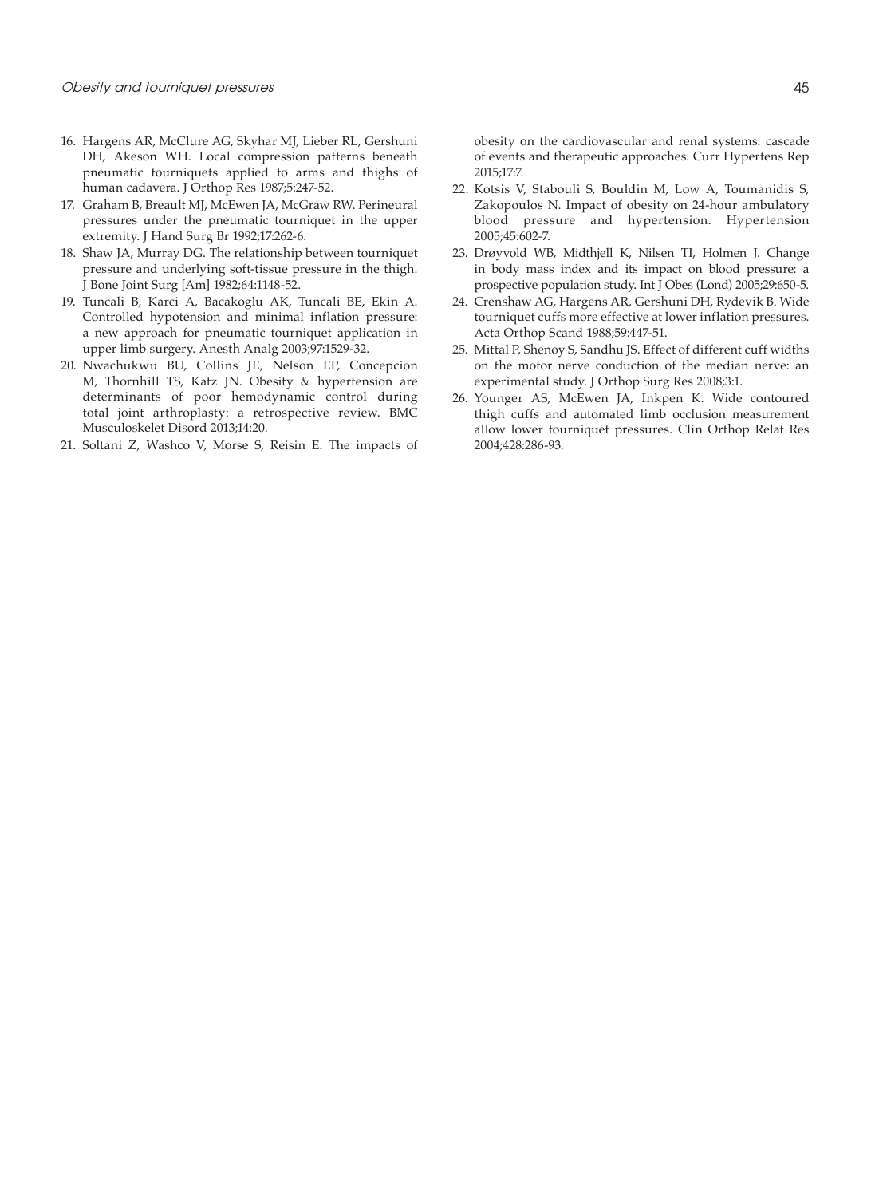16. Hargens AR, McClure AG, Skyhar MJ, Lieber RL, Gershuni DH, Akeson WH. Local compression patterns beneath pneumatic tourniquets applied to arms and thighs of human cadavera. J Orthop Res 1987;5:247-52.
17. Graham B, Breault MJ, McEwen JA, McGraw RW. Perineural pressures under the pneumatic tourniquet in the upper extremity. J Hand Surg Br 1992;17:262-6.
18. Shaw JA, Murray DG. The relationship between tourniquet pressure and underlying soft-tissue pressure in the thigh. J Bone Joint Surg [Am] 1982;64:1148-52.
19. Tuncali B, Karci A, Bacakoglu AK, Tuncali BE, Ekin A. Controlled hypotension and minimal inflation pressure: a new approach for pneumatic tourniquet application in upper limb surgery. Anesth Analg 2003;97:1529-32.
20. Nwachukwu BU, Collins JE, Nelson EP, Concepcion M, Thornhill TS, Katz JN. Obesity & hypertension are determinants of poor hemodynamic control during total joint arthroplasty: a retrospective review. BMC Musculoskelet Disord 2013;14:20.
21. Soltani Z, Washco V, Morse S, Reisin E. The impacts of obesity on the cardiovascular and renal systems: cascade of events and therapeutic approaches. Curr Hypertens Rep 2015;17:7.
22. Kotsis V, Stabouli S, Bouldin M, Low A, Toumanidis S, Zakopoulos N. Impact of obesity on 24-hour ambulatory blood pressure and hypertension. Hypertension 2005;45:602-7.
23. Drøyvold WB, Midthjell K, Nilsen TI, Holmen J. Change in body mass index and its impact on blood pressure: a prospective population study. Int J Obes (Lond) 2005;29:650-5.
24. Crenshaw AG, Hargens AR, Gershuni DH, Rydevik B. Wide tourniquet cuffs more effective at lower inflation pressures. Acta Orthop Scand 1988;59:447-51.
25. Mittal P, Shenoy S, Sandhu JS. Effect of different cuff widths on the motor nerve conduction of the median nerve: an experimental study. J Orthop Surg Res 2008;3:1.
26. Younger AS, McEwen JA, Inkpen K. Wide contoured thigh cuffs and automated limb occlusion measurement allow lower tourniquet pressures. Clin Orthop Relat Res 2004;428:286-93.